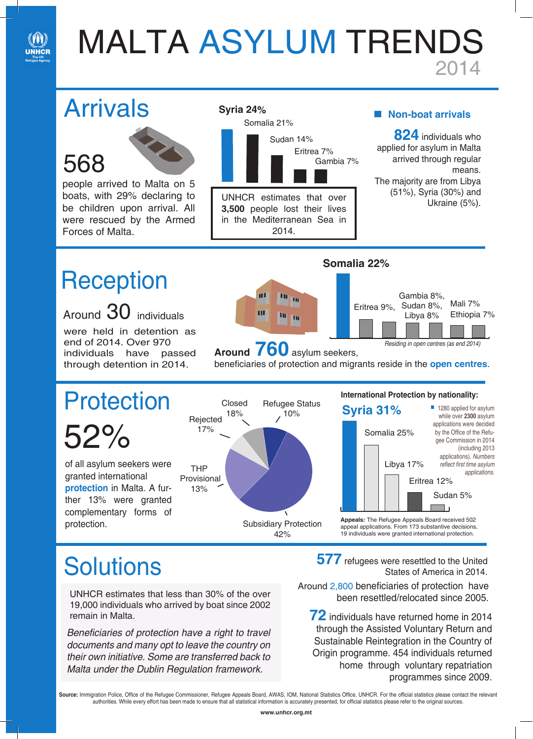# MALTA ASYLUM TRENDS

2014

## Arrivals

568

people arrived to Malta on 5 boats, with 29% declaring to be children upon arrival. All were rescued by the Armed Forces of Malta.

**Syria 24%**
Somalia 21%
Sudan 14%
Eritrea 7%
Gambia 7%

UNHCR estimates that over **3,500** people lost their lives in the Mediterranean Sea in 2014.

**Non-boat arrivals**

**824** individuals who applied for asylum in Malta arrived through regular means.
The majority are from Libya (51%), Syria (30%) and Ukraine (5%).

## Reception

Around 30 individuals were held in detention as end of 2014. Over 970 individuals have passed through detention in 2014.

**Somalia 22%**
Eritrea 9%,
Gambia 8%,
Sudan 8%,
Libya 8%
Mali 7%
Ethiopia 7%

*Residing in open centres (as end 2014)*

**Around 760** asylum seekers, beneficiaries of protection and migrants reside in the **open centres**.

## Protection

52%

of all asylum seekers were granted international **protection** in Malta. A further 13% were granted complementary forms of protection.

Closed 18%
Refugee Status 10%
Rejected 17%
THP Provisional 13%
Subsidiary Protection 42%

**International Protection by nationality:**

**Syria 31%**
Somalia 25%
Libya 17%
Eritrea 12%
Sudan 5%

1280 applied for asylum while over **2300** asylum applications were decided by the Office of the Refugee Commission in 2014 (including 2013 applications). *Numbers reflect first time asylum applications.*

**Appeals:** The Refugee Appeals Board received 502 appeal applications. From 173 substantive decisions, 19 individuals were granted international protection.

## Solutions

UNHCR estimates that less than 30% of the over 19,000 individuals who arrived by boat since 2002 remain in Malta.

*Beneficiaries of protection have a right to travel documents and many opt to leave the country on their own initiative. Some are transferred back to Malta under the Dublin Regulation framework.*

**577** refugees were resettled to the United States of America in 2014.

Around 2,800 beneficiaries of protection have been resettled/relocated since 2005.

**72** individuals have returned home in 2014 through the Assisted Voluntary Return and Sustainable Reintegration in the Country of Origin programme. 454 individuals returned home through voluntary repatriation programmes since 2009.

**Source:** Immigration Police, Office of the Refugee Commissioner, Refugee Appeals Board, AWAS, IOM, National Statistics Office, UNHCR. For the official statistics please contact the relevant authorities. While every effort has been made to ensure that all statistical information is accurately presented, for official statistics please refer to the original sources.

www.unhcr.org.mt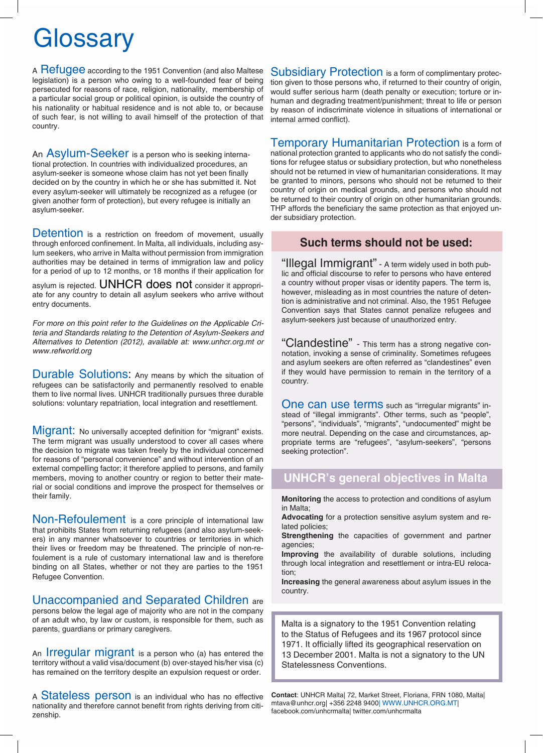# Glossary

A **Refugee** according to the 1951 Convention (and also Maltese legislation) is a person who owing to a well-founded fear of being persecuted for reasons of race, religion, nationality, membership of a particular social group or political opinion, is outside the country of his nationality or habitual residence and is not able to, or because of such fear, is not willing to avail himself of the protection of that country.

An **Asylum-Seeker** is a person who is seeking international protection. In countries with individualized procedures, an asylum-seeker is someone whose claim has not yet been finally decided on by the country in which he or she has submitted it. Not every asylum-seeker will ultimately be recognized as a refugee (or given another form of protection), but every refugee is initially an asylum-seeker.

**Detention** is a restriction on freedom of movement, usually through enforced confinement. In Malta, all individuals, including asylum seekers, who arrive in Malta without permission from immigration authorities may be detained in terms of immigration law and policy for a period of up to 12 months, or 18 months if their application for asylum is rejected. **UNHCR does not** consider it appropriate for any country to detain all asylum seekers who arrive without entry documents.

*For more on this point refer to the Guidelines on the Applicable Criteria and Standards relating to the Detention of Asylum-Seekers and Alternatives to Detention (2012), available at: www.unhcr.org.mt or www.refworld.org*

**Durable Solutions:** Any means by which the situation of refugees can be satisfactorily and permanently resolved to enable them to live normal lives. UNHCR traditionally pursues three durable solutions: voluntary repatriation, local integration and resettlement.

**Migrant:** No universally accepted definition for "migrant" exists. The term migrant was usually understood to cover all cases where the decision to migrate was taken freely by the individual concerned for reasons of "personal convenience" and without intervention of an external compelling factor; it therefore applied to persons, and family members, moving to another country or region to better their material or social conditions and improve the prospect for themselves or their family.

**Non-Refoulement** is a core principle of international law that prohibits States from returning refugees (and also asylum-seekers) in any manner whatsoever to countries or territories in which their lives or freedom may be threatened. The principle of non-refoulement is a rule of customary international law and is therefore binding on all States, whether or not they are parties to the 1951 Refugee Convention.

**Unaccompanied and Separated Children** are persons below the legal age of majority who are not in the company of an adult who, by law or custom, is responsible for them, such as parents, guardians or primary caregivers.

An **Irregular migrant** is a person who (a) has entered the territory without a valid visa/document (b) over-stayed his/her visa (c) has remained on the territory despite an expulsion request or order.

A **Stateless person** is an individual who has no effective nationality and therefore cannot benefit from rights deriving from citizenship.

**Subsidiary Protection** is a form of complimentary protection given to those persons who, if returned to their country of origin, would suffer serious harm (death penalty or execution; torture or inhuman and degrading treatment/punishment; threat to life or person by reason of indiscriminate violence in situations of international or internal armed conflict).

**Temporary Humanitarian Protection** is a form of national protection granted to applicants who do not satisfy the conditions for refugee status or subsidiary protection, but who nonetheless should not be returned in view of humanitarian considerations. It may be granted to minors, persons who should not be returned to their country of origin on medical grounds, and persons who should not be returned to their country of origin on other humanitarian grounds. THP affords the beneficiary the same protection as that enjoyed under subsidiary protection.

## Such terms should not be used:

**"Illegal Immigrant"** - A term widely used in both public and official discourse to refer to persons who have entered a country without proper visas or identity papers. The term is, however, misleading as in most countries the nature of detention is administrative and not criminal. Also, the 1951 Refugee Convention says that States cannot penalize refugees and asylum-seekers just because of unauthorized entry.

**"Clandestine"** - This term has a strong negative connotation, invoking a sense of criminality. Sometimes refugees and asylum seekers are often referred as "clandestines" even if they would have permission to remain in the territory of a country.

**One can use terms** such as "irregular migrants" instead of "illegal immigrants". Other terms, such as "people", "persons", "individuals", "migrants", "undocumented" might be more neutral. Depending on the case and circumstances, appropriate terms are "refugees", "asylum-seekers", "persons seeking protection".

## UNHCR's general objectives in Malta

**Monitoring** the access to protection and conditions of asylum in Malta;
**Advocating** for a protection sensitive asylum system and related policies;
**Strengthening** the capacities of government and partner agencies;
**Improving** the availability of durable solutions, including through local integration and resettlement or intra-EU relocation;
**Increasing** the general awareness about asylum issues in the country.

Malta is a signatory to the 1951 Convention relating to the Status of Refugees and its 1967 protocol since 1971. It officially lifted its geographical reservation on 13 December 2001. Malta is not a signatory to the UN Statelessness Conventions.

**Contact**: UNHCR Malta| 72, Market Street, Floriana, FRN 1080, Malta| mtava@unhcr.org| +356 2248 9400| WWW.UNHCR.ORG.MT| facebook.com/unhcrmalta| twitter.com/unhcrmalta